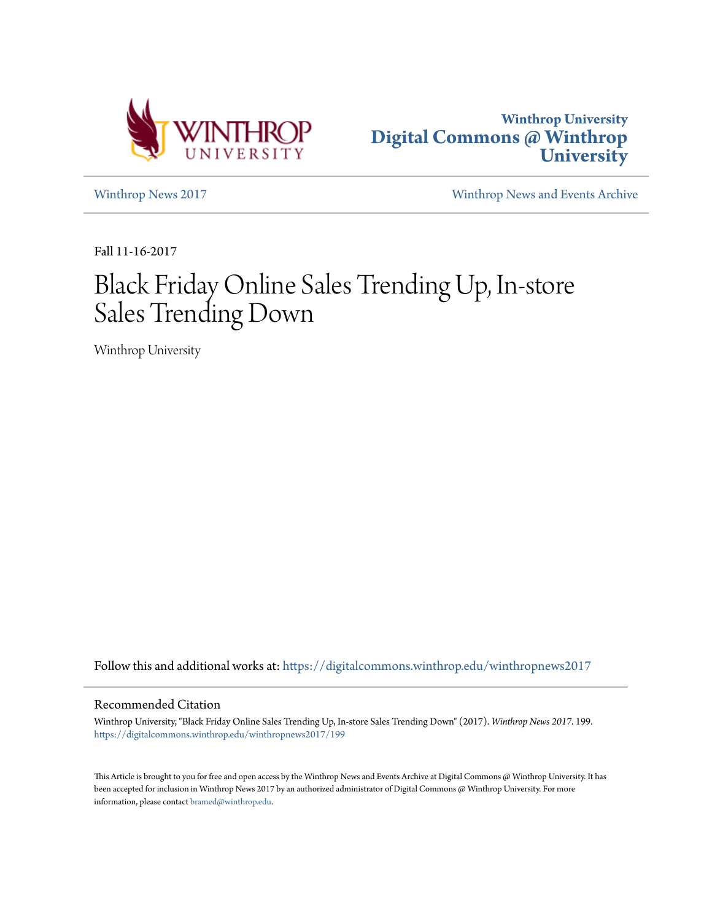Winthrop University

**Digital Commons @ Winthrop University**

Winthrop News 2017 | Winthrop News and Events Archive

Fall 11-16-2017

# Black Friday Online Sales Trending Up, In-store Sales Trending Down

Winthrop University

Follow this and additional works at: https://digitalcommons.winthrop.edu/winthropnews2017

## Recommended Citation

Winthrop University, "Black Friday Online Sales Trending Up, In-store Sales Trending Down" (2017). *Winthrop News 2017*. 199.
https://digitalcommons.winthrop.edu/winthropnews2017/199

This Article is brought to you for free and open access by the Winthrop News and Events Archive at Digital Commons @ Winthrop University. It has been accepted for inclusion in Winthrop News 2017 by an authorized administrator of Digital Commons @ Winthrop University. For more information, please contact bramed@winthrop.edu.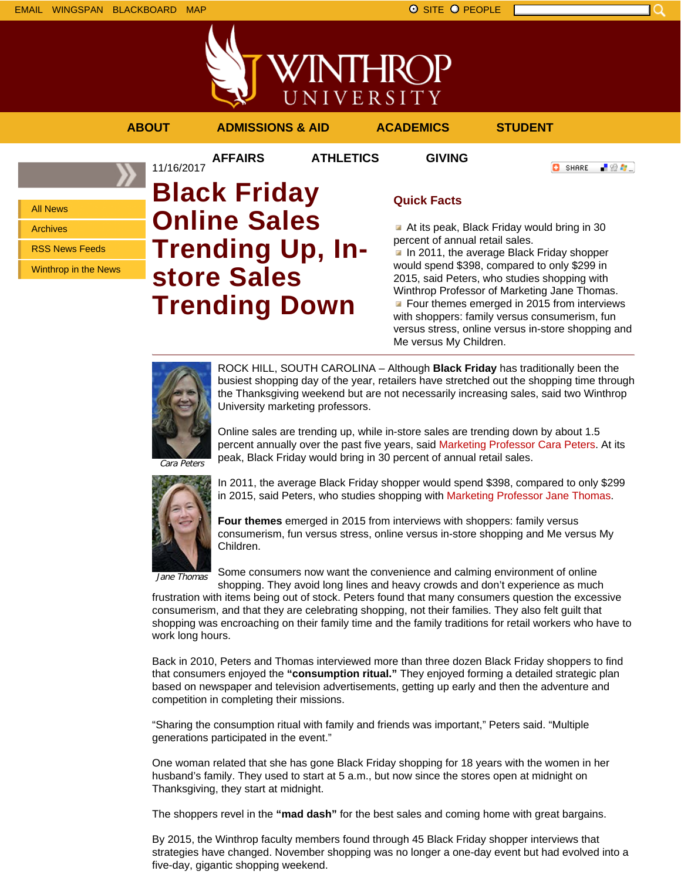EMAIL WINGSPAN BLACKBOARD MAP

SITE PEOPLE

ABOUT ADMISSIONS & AID ACADEMICS STUDENT AFFAIRS ATHLETICS GIVING

- All News
- Archives
- RSS News Feeds
- Winthrop in the News

11/16/2017

# Black Friday Online Sales Trending Up, In-store Sales Trending Down

## Quick Facts

- At its peak, Black Friday would bring in 30 percent of annual retail sales.
- In 2011, the average Black Friday shopper would spend $398, compared to only $299 in 2015, said Peters, who studies shopping with Winthrop Professor of Marketing Jane Thomas.
- Four themes emerged in 2015 from interviews with shoppers: family versus consumerism, fun versus stress, online versus in-store shopping and Me versus My Children.

*Cara Peters*

*Jane Thomas*

ROCK HILL, SOUTH CAROLINA – Although **Black Friday** has traditionally been the busiest shopping day of the year, retailers have stretched out the shopping time through the Thanksgiving weekend but are not necessarily increasing sales, said two Winthrop University marketing professors.

Online sales are trending up, while in-store sales are trending down by about 1.5 percent annually over the past five years, said Marketing Professor Cara Peters. At its peak, Black Friday would bring in 30 percent of annual retail sales.

In 2011, the average Black Friday shopper would spend $398, compared to only $299 in 2015, said Peters, who studies shopping with Marketing Professor Jane Thomas.

**Four themes** emerged in 2015 from interviews with shoppers: family versus consumerism, fun versus stress, online versus in-store shopping and Me versus My Children.

Some consumers now want the convenience and calming environment of online shopping. They avoid long lines and heavy crowds and don't experience as much frustration with items being out of stock. Peters found that many consumers question the excessive consumerism, and that they are celebrating shopping, not their families. They also felt guilt that shopping was encroaching on their family time and the family traditions for retail workers who have to work long hours.

Back in 2010, Peters and Thomas interviewed more than three dozen Black Friday shoppers to find that consumers enjoyed the **"consumption ritual."** They enjoyed forming a detailed strategic plan based on newspaper and television advertisements, getting up early and then the adventure and competition in completing their missions.

"Sharing the consumption ritual with family and friends was important," Peters said. "Multiple generations participated in the event."

One woman related that she has gone Black Friday shopping for 18 years with the women in her husband's family. They used to start at 5 a.m., but now since the stores open at midnight on Thanksgiving, they start at midnight.

The shoppers revel in the **"mad dash"** for the best sales and coming home with great bargains.

By 2015, the Winthrop faculty members found through 45 Black Friday shopper interviews that strategies have changed. November shopping was no longer a one-day event but had evolved into a five-day, gigantic shopping weekend.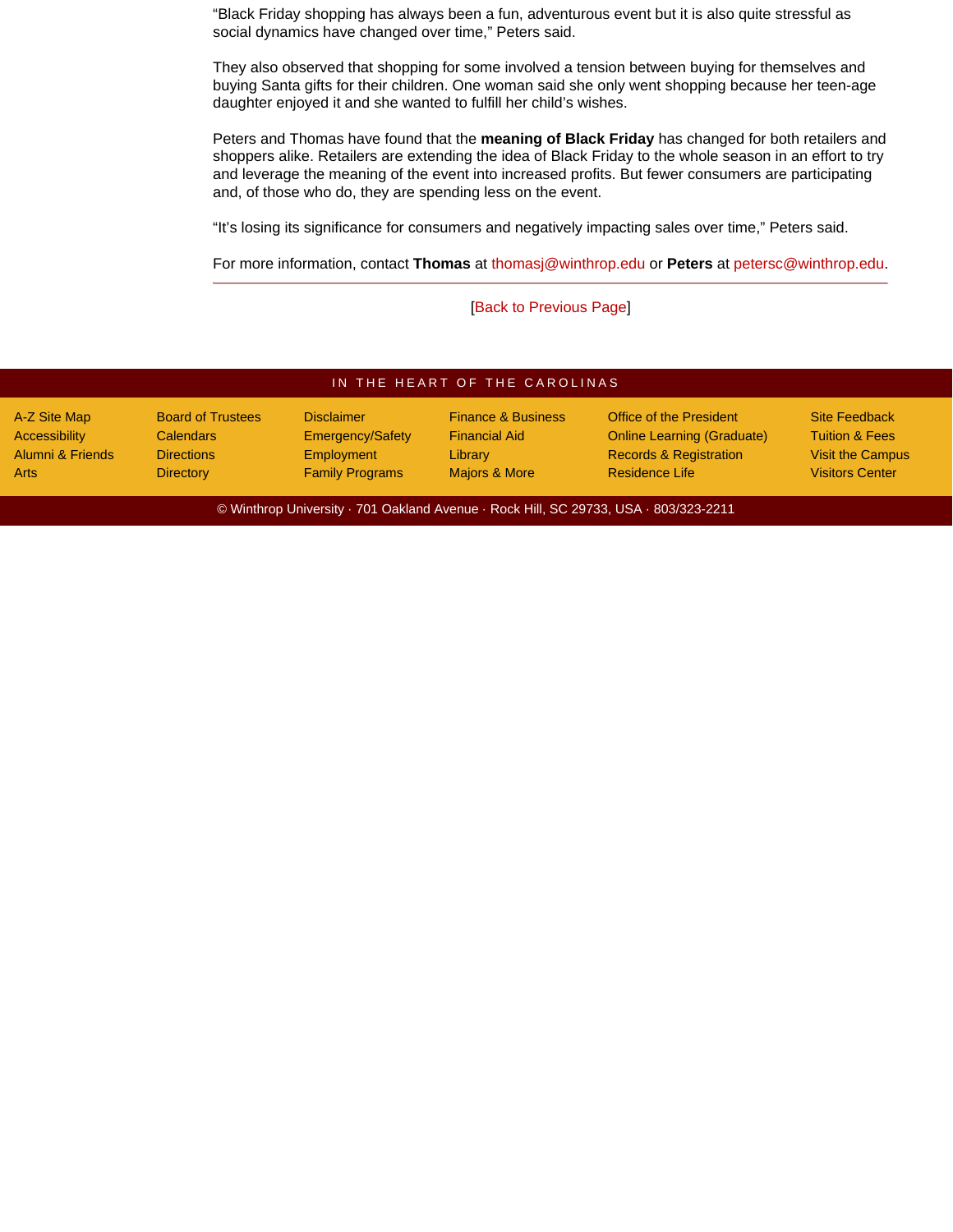"Black Friday shopping has always been a fun, adventurous event but it is also quite stressful as social dynamics have changed over time," Peters said.

They also observed that shopping for some involved a tension between buying for themselves and buying Santa gifts for their children. One woman said she only went shopping because her teen-age daughter enjoyed it and she wanted to fulfill her child's wishes.

Peters and Thomas have found that the **meaning of Black Friday** has changed for both retailers and shoppers alike. Retailers are extending the idea of Black Friday to the whole season in an effort to try and leverage the meaning of the event into increased profits. But fewer consumers are participating and, of those who do, they are spending less on the event.

"It's losing its significance for consumers and negatively impacting sales over time," Peters said.

For more information, contact **Thomas** at thomasj@winthrop.edu or **Peters** at petersc@winthrop.edu.

---

[Back to Previous Page]

IN THE HEART OF THE CAROLINAS

A-Z Site Map
Accessibility
Alumni & Friends
Arts
Board of Trustees
Calendars
Directions
Directory
Disclaimer
Emergency/Safety
Employment
Family Programs
Finance & Business
Financial Aid
Library
Majors & More
Office of the President
Online Learning (Graduate)
Records & Registration
Residence Life
Site Feedback
Tuition & Fees
Visit the Campus
Visitors Center

© Winthrop University · 701 Oakland Avenue · Rock Hill, SC 29733, USA · 803/323-2211